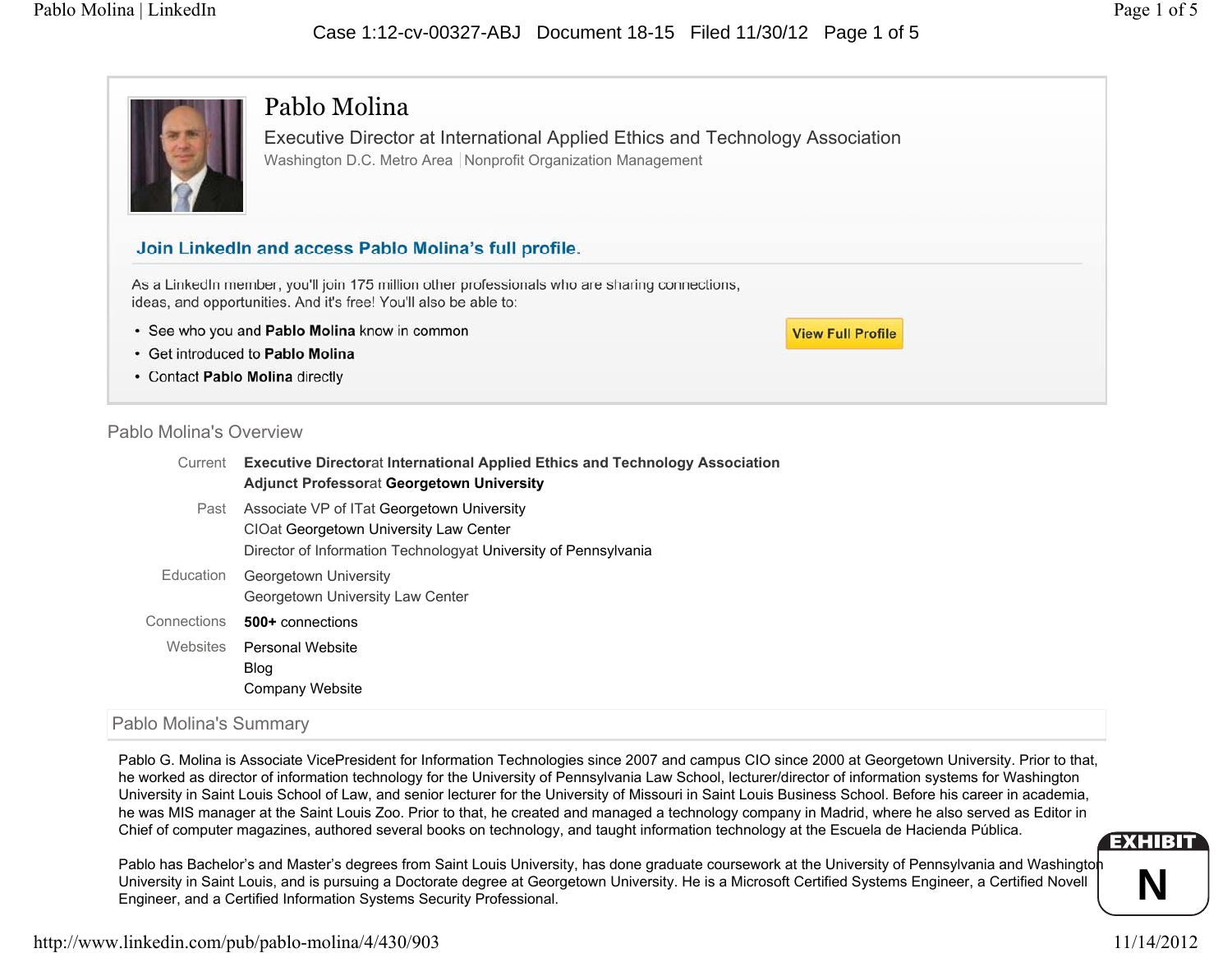# Pablo Molina

Executive Director at International Applied Ethics and Technology Association

Washington D.C. Metro Area | Nonprofit Organization Management

**Join LinkedIn and access Pablo Molina's full profile.**

As a LinkedIn member, you'll join 175 million other professionals who are sharing connections, ideas, and opportunities. And it's free! You'll also be able to:

- See who you and **Pablo Molina** know in common
- Get introduced to **Pablo Molina**
- Contact **Pablo Molina** directly

View Full Profile

## Pablo Molina's Overview

| | |
|---|---|
| Current | **Executive Director**at **International Applied Ethics and Technology Association** <br> **Adjunct Professor**at **Georgetown University** |
| Past | Associate VP of ITat Georgetown University <br> CIOat Georgetown University Law Center <br> Director of Information Technologyat University of Pennsylvania |
| Education | Georgetown University <br> Georgetown University Law Center |
| Connections | **500+** connections |
| Websites | Personal Website <br> Blog <br> Company Website |

## Pablo Molina's Summary

Pablo G. Molina is Associate VicePresident for Information Technologies since 2007 and campus CIO since 2000 at Georgetown University. Prior to that, he worked as director of information technology for the University of Pennsylvania Law School, lecturer/director of information systems for Washington University in Saint Louis School of Law, and senior lecturer for the University of Missouri in Saint Louis Business School. Before his career in academia, he was MIS manager at the Saint Louis Zoo. Prior to that, he created and managed a technology company in Madrid, where he also served as Editor in Chief of computer magazines, authored several books on technology, and taught information technology at the Escuela de Hacienda Pública.

Pablo has Bachelor's and Master's degrees from Saint Louis University, has done graduate coursework at the University of Pennsylvania and Washington University in Saint Louis, and is pursuing a Doctorate degree at Georgetown University. He is a Microsoft Certified Systems Engineer, a Certified Novell Engineer, and a Certified Information Systems Security Professional.

EXHIBIT N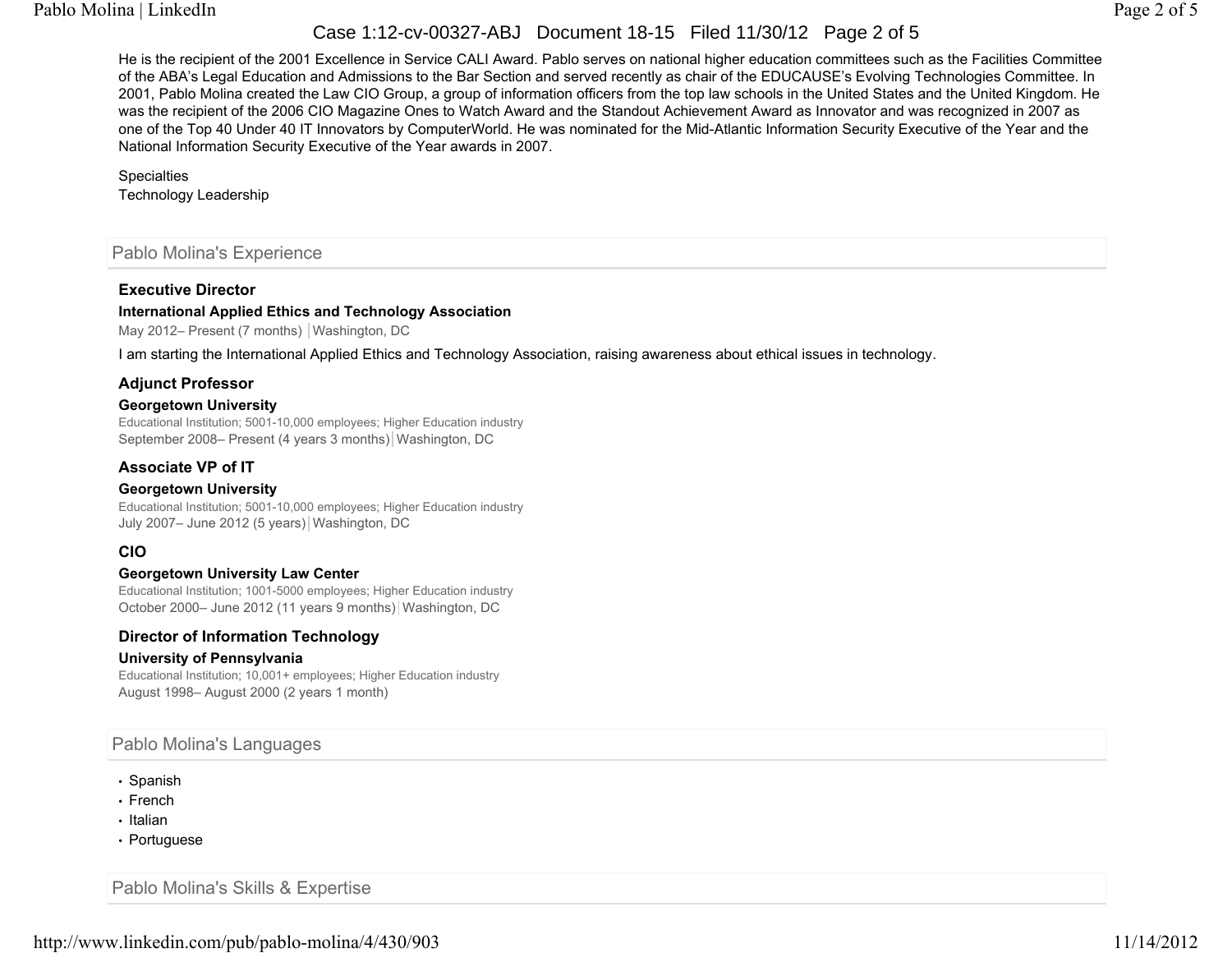He is the recipient of the 2001 Excellence in Service CALI Award. Pablo serves on national higher education committees such as the Facilities Committee of the ABA's Legal Education and Admissions to the Bar Section and served recently as chair of the EDUCAUSE's Evolving Technologies Committee. In 2001, Pablo Molina created the Law CIO Group, a group of information officers from the top law schools in the United States and the United Kingdom. He was the recipient of the 2006 CIO Magazine Ones to Watch Award and the Standout Achievement Award as Innovator and was recognized in 2007 as one of the Top 40 Under 40 IT Innovators by ComputerWorld. He was nominated for the Mid-Atlantic Information Security Executive of the Year and the National Information Security Executive of the Year awards in 2007.

Specialties
Technology Leadership

## Pablo Molina's Experience

### Executive Director

**International Applied Ethics and Technology Association**
May 2012– Present (7 months) | Washington, DC

I am starting the International Applied Ethics and Technology Association, raising awareness about ethical issues in technology.

### Adjunct Professor

**Georgetown University**
Educational Institution; 5001-10,000 employees; Higher Education industry
September 2008– Present (4 years 3 months) | Washington, DC

### Associate VP of IT

**Georgetown University**
Educational Institution; 5001-10,000 employees; Higher Education industry
July 2007– June 2012 (5 years) | Washington, DC

### CIO

**Georgetown University Law Center**
Educational Institution; 1001-5000 employees; Higher Education industry
October 2000– June 2012 (11 years 9 months) | Washington, DC

### Director of Information Technology

**University of Pennsylvania**
Educational Institution; 10,001+ employees; Higher Education industry
August 1998– August 2000 (2 years 1 month)

## Pablo Molina's Languages

- Spanish
- French
- Italian
- Portuguese

## Pablo Molina's Skills & Expertise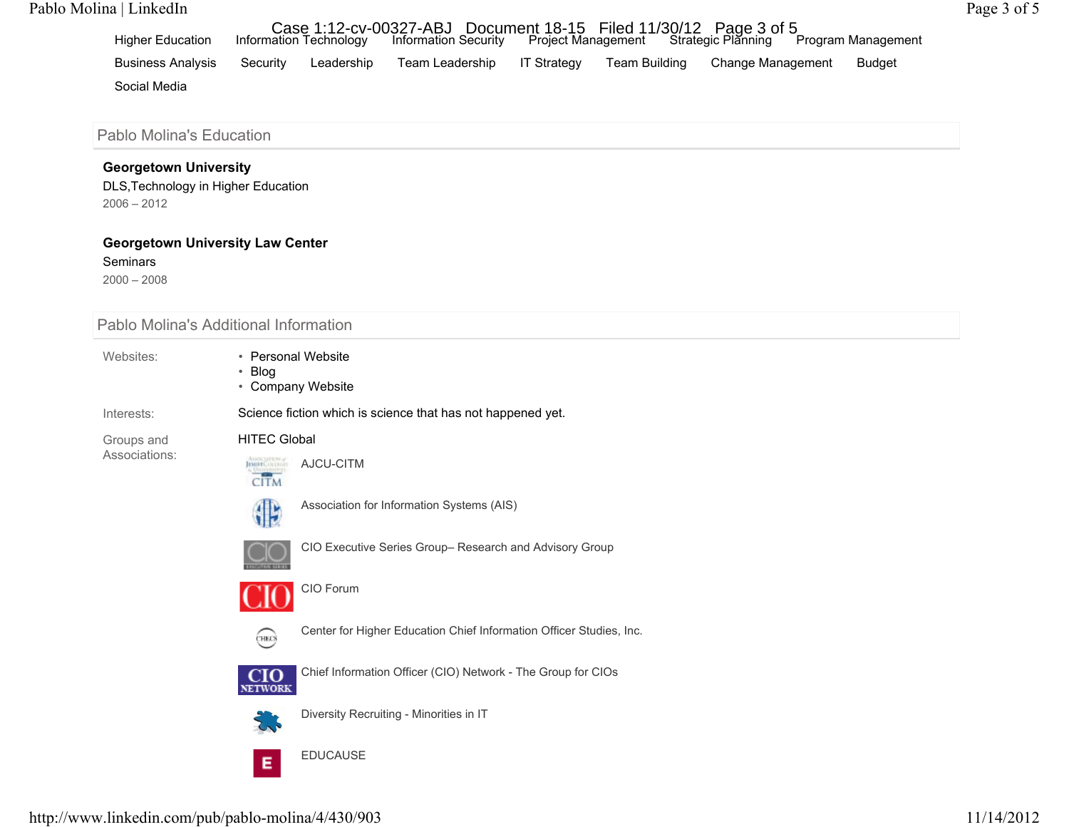Higher Education   Information Technology   Information Security   Project Management   Strategic Planning   Program Management

Business Analysis   Security   Leadership   Team Leadership   IT Strategy   Team Building   Change Management   Budget

Social Media

## Pablo Molina's Education

**Georgetown University**
DLS,Technology in Higher Education
2006 – 2012

**Georgetown University Law Center**
Seminars
2000 – 2008

## Pablo Molina's Additional Information

**Websites:**

- Personal Website
- Blog
- Company Website

**Interests:** Science fiction which is science that has not happened yet.

**Groups and Associations:**

HITEC Global

AJCU-CITM

Association for Information Systems (AIS)

CIO Executive Series Group– Research and Advisory Group

CIO Forum

Center for Higher Education Chief Information Officer Studies, Inc.

Chief Information Officer (CIO) Network - The Group for CIOs

Diversity Recruiting - Minorities in IT

EDUCAUSE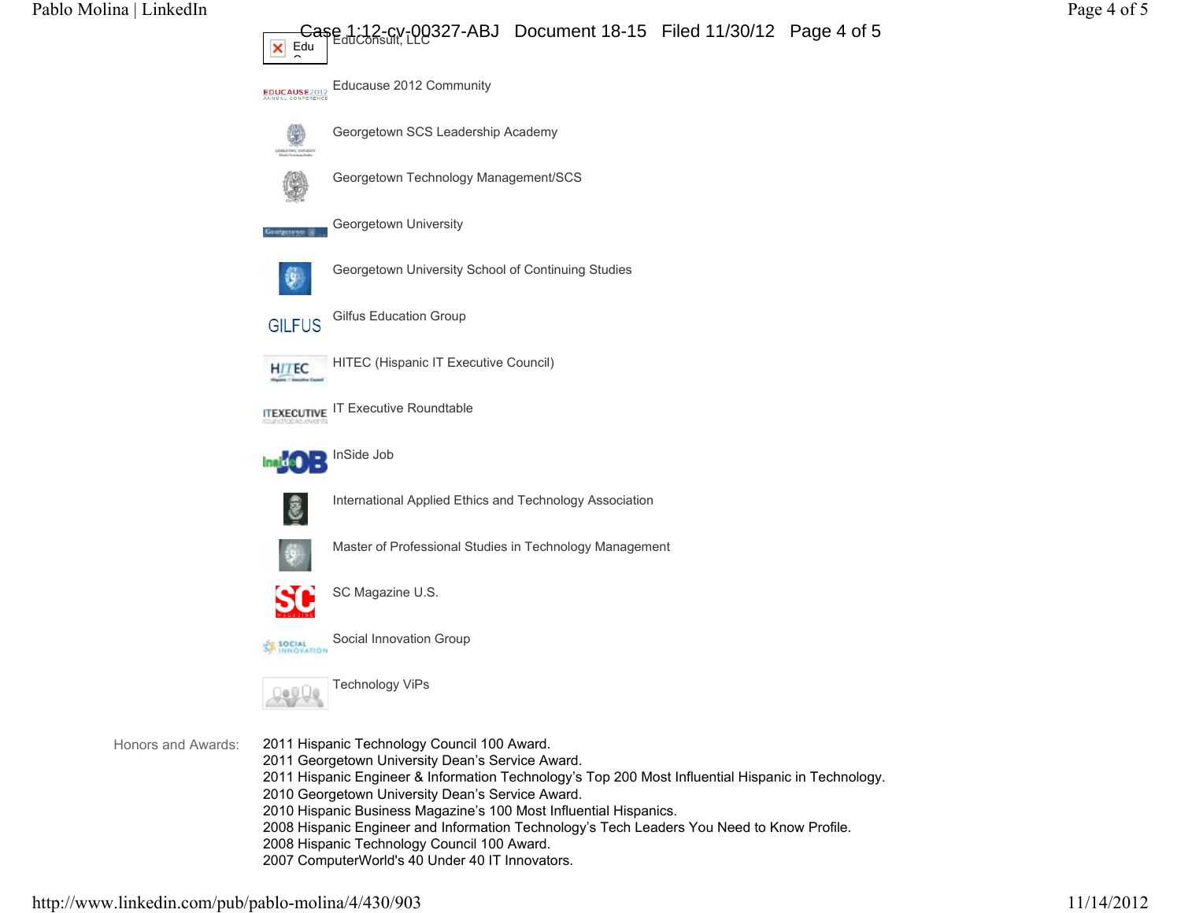EduConsult, LLC

Educause 2012 Community

Georgetown SCS Leadership Academy

Georgetown Technology Management/SCS

Georgetown University

Georgetown University School of Continuing Studies

Gilfus Education Group

HITEC (Hispanic IT Executive Council)

IT Executive Roundtable

InSide Job

International Applied Ethics and Technology Association

Master of Professional Studies in Technology Management

SC Magazine U.S.

Social Innovation Group

Technology ViPs

Honors and Awards:

2011 Hispanic Technology Council 100 Award.
2011 Georgetown University Dean's Service Award.
2011 Hispanic Engineer & Information Technology's Top 200 Most Influential Hispanic in Technology.
2010 Georgetown University Dean's Service Award.
2010 Hispanic Business Magazine's 100 Most Influential Hispanics.
2008 Hispanic Engineer and Information Technology's Tech Leaders You Need to Know Profile.
2008 Hispanic Technology Council 100 Award.
2007 ComputerWorld's 40 Under 40 IT Innovators.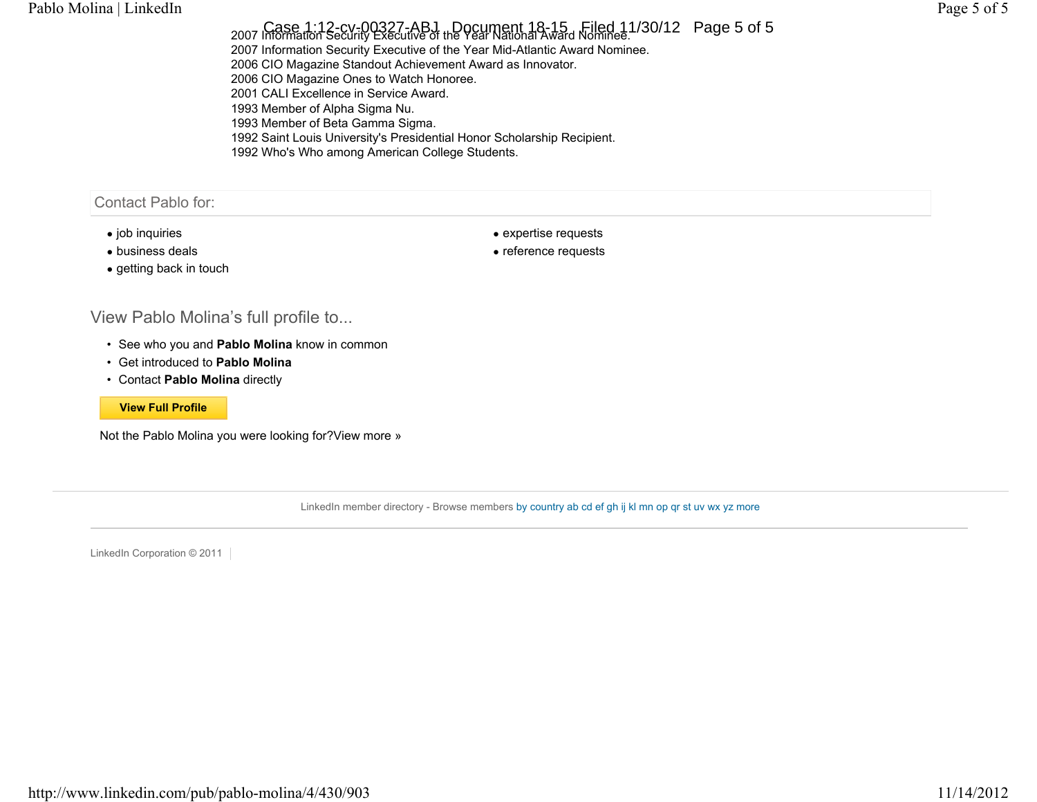2007 Information Security Executive of the Year National Award Nominee.
2007 Information Security Executive of the Year Mid-Atlantic Award Nominee.
2006 CIO Magazine Standout Achievement Award as Innovator.
2006 CIO Magazine Ones to Watch Honoree.
2001 CALI Excellence in Service Award.
1993 Member of Alpha Sigma Nu.
1993 Member of Beta Gamma Sigma.
1992 Saint Louis University's Presidential Honor Scholarship Recipient.
1992 Who's Who among American College Students.

## Contact Pablo for:

- job inquiries
- business deals
- getting back in touch
- expertise requests
- reference requests

## View Pablo Molina's full profile to...

- See who you and **Pablo Molina** know in common
- Get introduced to **Pablo Molina**
- Contact **Pablo Molina** directly

**View Full Profile**

Not the Pablo Molina you were looking for?View more »

LinkedIn member directory - Browse members by country ab cd ef gh ij kl mn op qr st uv wx yz more

LinkedIn Corporation © 2011